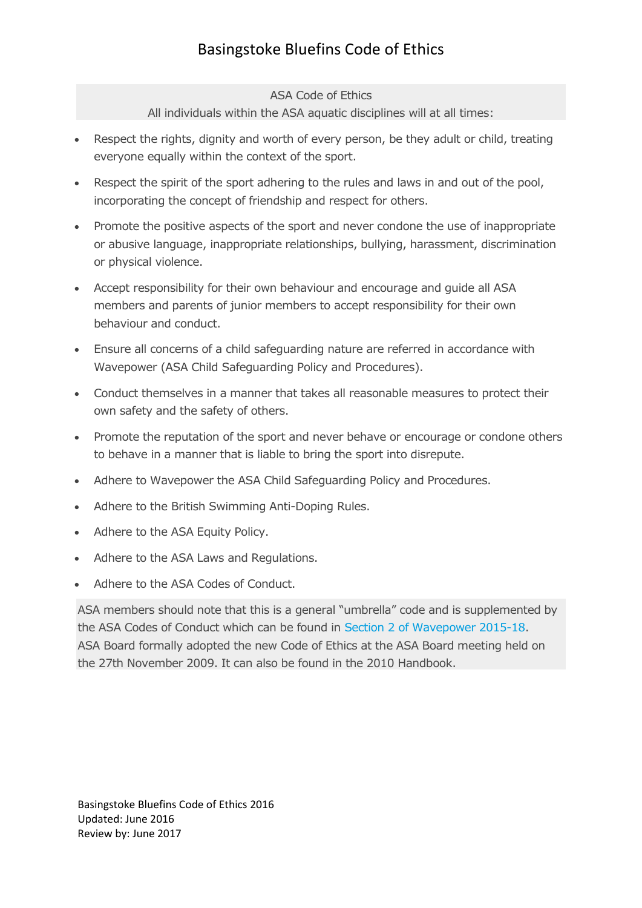# Basingstoke Bluefins Code of Ethics

ASA Code of Ethics

All individuals within the ASA aquatic disciplines will at all times:

- Respect the rights, dignity and worth of every person, be they adult or child, treating everyone equally within the context of the sport.
- Respect the spirit of the sport adhering to the rules and laws in and out of the pool, incorporating the concept of friendship and respect for others.
- Promote the positive aspects of the sport and never condone the use of inappropriate or abusive language, inappropriate relationships, bullying, harassment, discrimination or physical violence.
- Accept responsibility for their own behaviour and encourage and guide all ASA members and parents of junior members to accept responsibility for their own behaviour and conduct.
- Ensure all concerns of a child safeguarding nature are referred in accordance with Wavepower (ASA Child Safeguarding Policy and Procedures).
- Conduct themselves in a manner that takes all reasonable measures to protect their own safety and the safety of others.
- Promote the reputation of the sport and never behave or encourage or condone others to behave in a manner that is liable to bring the sport into disrepute.
- Adhere to Wavepower the ASA Child Safeguarding Policy and Procedures.
- Adhere to the British Swimming Anti-Doping Rules.
- Adhere to the ASA Equity Policy.
- Adhere to the ASA Laws and Regulations.
- Adhere to the ASA Codes of Conduct.

ASA members should note that this is a general "umbrella" code and is supplemented by the ASA Codes of Conduct which can be found in Section 2 of Wavepower 2015-18. ASA Board formally adopted the new Code of Ethics at the ASA Board meeting held on the 27th November 2009. It can also be found in the 2010 Handbook.

Basingstoke Bluefins Code of Ethics 2016
Updated: June 2016
Review by: June 2017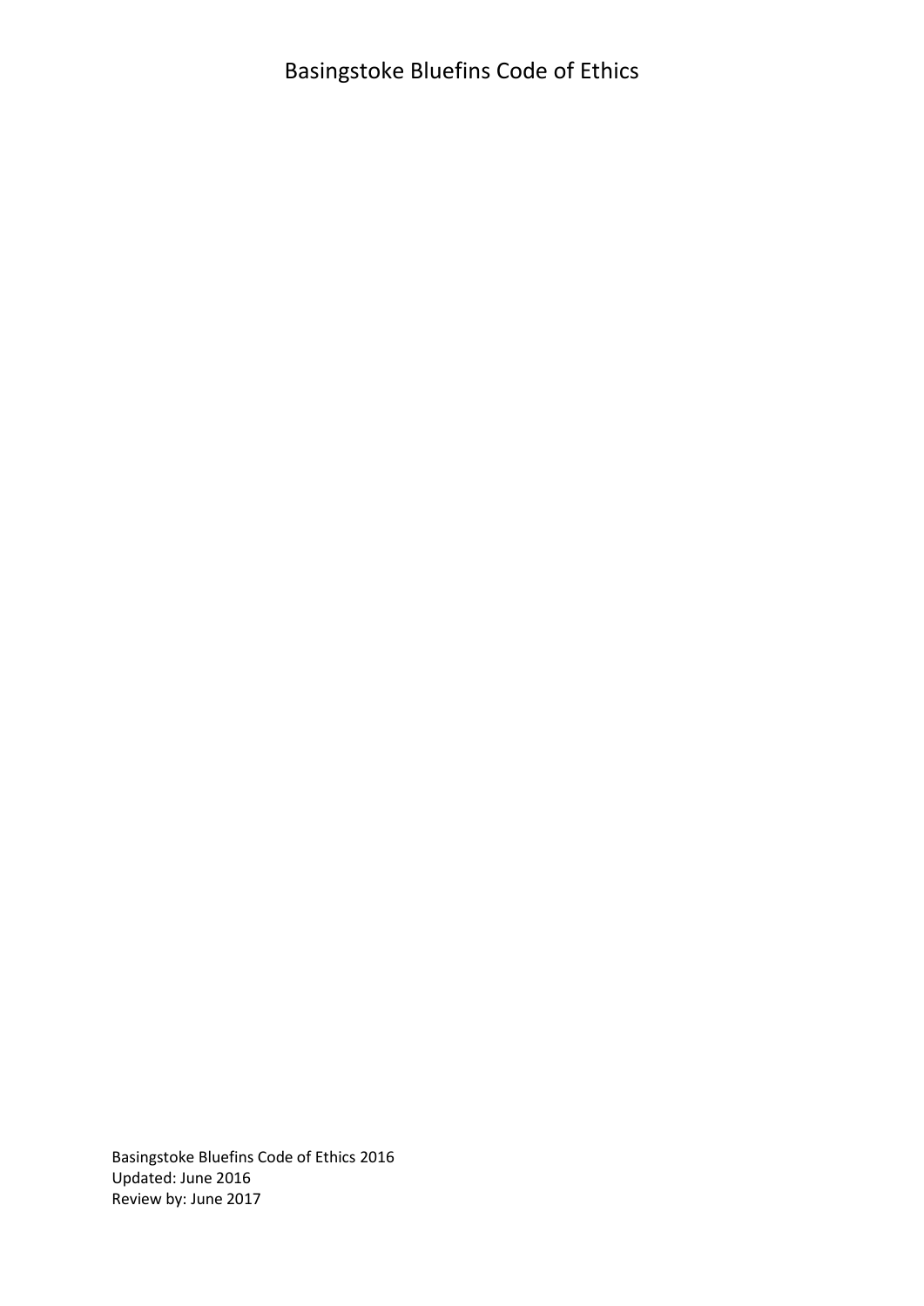# Basingstoke Bluefins Code of Ethics

Basingstoke Bluefins Code of Ethics 2016
Updated: June 2016
Review by: June 2017